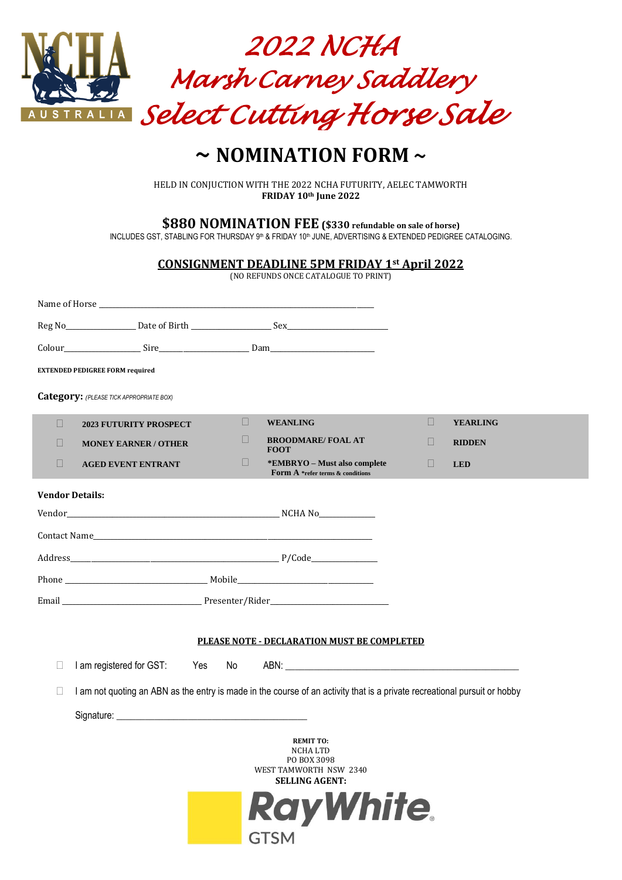# 2022 NCHA Marsh Carney Saddlery Select Cutting Horse Sale

## ~ NOMINATION FORM ~

HELD IN CONJUCTION WITH THE 2022 NCHA FUTURITY, AELEC TAMWORTH
**FRIDAY 10th June 2022**

**$880 NOMINATION FEE ($330 refundable on sale of horse)**
INCLUDES GST, STABLING FOR THURSDAY 9th & FRIDAY 10th JUNE, ADVERTISING & EXTENDED PEDIGREE CATALOGING.

**CONSIGNMENT DEADLINE 5PM FRIDAY 1st April 2022**
(NO REFUNDS ONCE CATALOGUE TO PRINT)

Name of Horse ____________________

Reg No__________ Date of Birth __________ Sex__________

Colour__________ Sire__________ Dam__________

**EXTENDED PEDIGREE FORM required**

**Category:** *(PLEASE TICK APPROPRIATE BOX)*

| | | | | | |
|---|---|---|---|---|---|
| ☐ | **2023 FUTURITY PROSPECT** | ☐ | **WEANLING** | ☐ | **YEARLING** |
| ☐ | **MONEY EARNER / OTHER** | ☐ | **BROODMARE/ FOAL AT FOOT** | ☐ | **RIDDEN** |
| ☐ | **AGED EVENT ENTRANT** | ☐ | ***EMBRYO – Must also complete Form A** *refer terms & conditions | ☐ | **LED** |

**Vendor Details:**

Vendor____________________ NCHA No__________

Contact Name____________________

Address____________________ P/Code__________

Phone ____________________ Mobile____________________

Email ____________________ Presenter/Rider____________________

**PLEASE NOTE - DECLARATION MUST BE COMPLETED**

☐ I am registered for GST: Yes No ABN: ____________________

☐ I am not quoting an ABN as the entry is made in the course of an activity that is a private recreational pursuit or hobby

Signature: ____________________

**REMIT TO:**
NCHA LTD
PO BOX 3098
WEST TAMWORTH NSW 2340
**SELLING AGENT:**

RayWhite GTSM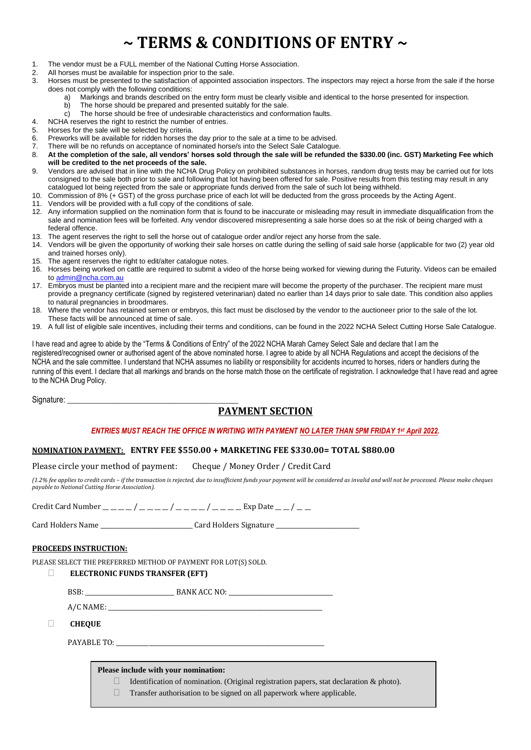# ~ TERMS & CONDITIONS OF ENTRY ~

1. The vendor must be a FULL member of the National Cutting Horse Association.
2. All horses must be available for inspection prior to the sale.
3. Horses must be presented to the satisfaction of appointed association inspectors. The inspectors may reject a horse from the sale if the horse does not comply with the following conditions:
   a) Markings and brands described on the entry form must be clearly visible and identical to the horse presented for inspection.
   b) The horse should be prepared and presented suitably for the sale.
   c) The horse should be free of undesirable characteristics and conformation faults.
4. NCHA reserves the right to restrict the number of entries.
5. Horses for the sale will be selected by criteria.
6. Preworks will be available for ridden horses the day prior to the sale at a time to be advised.
7. There will be no refunds on acceptance of nominated horse/s into the Select Sale Catalogue.
8. **At the completion of the sale, all vendors' horses sold through the sale will be refunded the $330.00 (inc. GST) Marketing Fee which will be credited to the net proceeds of the sale.**
9. Vendors are advised that in line with the NCHA Drug Policy on prohibited substances in horses, random drug tests may be carried out for lots consigned to the sale both prior to sale and following that lot having been offered for sale. Positive results from this testing may result in any catalogued lot being rejected from the sale or appropriate funds derived from the sale of such lot being withheld.
10. Commission of 8% (+ GST) of the gross purchase price of each lot will be deducted from the gross proceeds by the Acting Agent.
11. Vendors will be provided with a full copy of the conditions of sale.
12. Any information supplied on the nomination form that is found to be inaccurate or misleading may result in immediate disqualification from the sale and nomination fees will be forfeited. Any vendor discovered misrepresenting a sale horse does so at the risk of being charged with a federal offence.
13. The agent reserves the right to sell the horse out of catalogue order and/or reject any horse from the sale.
14. Vendors will be given the opportunity of working their sale horses on cattle during the selling of said sale horse (applicable for two (2) year old and trained horses only).
15. The agent reserves the right to edit/alter catalogue notes.
16. Horses being worked on cattle are required to submit a video of the horse being worked for viewing during the Futurity. Videos can be emailed to admin@ncha.com.au
17. Embryos must be planted into a recipient mare and the recipient mare will become the property of the purchaser. The recipient mare must provide a pregnancy certificate (signed by registered veterinarian) dated no earlier than 14 days prior to sale date. This condition also applies to natural pregnancies in broodmares.
18. Where the vendor has retained semen or embryos, this fact must be disclosed by the vendor to the auctioneer prior to the sale of the lot. These facts will be announced at time of sale.
19. A full list of eligible sale incentives, including their terms and conditions, can be found in the 2022 NCHA Select Cutting Horse Sale Catalogue.

I have read and agree to abide by the "Terms & Conditions of Entry" of the 2022 NCHA Marah Carney Select Sale and declare that I am the registered/recognised owner or authorised agent of the above nominated horse. I agree to abide by all NCHA Regulations and accept the decisions of the NCHA and the sale committee. I understand that NCHA assumes no liability or responsibility for accidents incurred to horses, riders or handlers during the running of this event. I declare that all markings and brands on the horse match those on the certificate of registration. I acknowledge that I have read and agree to the NCHA Drug Policy.

Signature: ______________________________

## PAYMENT SECTION

***ENTRIES MUST REACH THE OFFICE IN WRITING WITH PAYMENT NO LATER THAN 5PM FRIDAY 1st April 2022.***

**NOMINATION PAYMENT: ENTRY FEE $550.00 + MARKETING FEE $330.00= TOTAL $880.00**

Please circle your method of payment: Cheque / Money Order / Credit Card

*(1.2% fee applies to credit cards – if the transaction is rejected, due to insufficient funds your payment will be considered as invalid and will not be processed. Please make cheques payable to National Cutting Horse Association).*

Credit Card Number _ _ _ _ / _ _ _ _ / _ _ _ _ / _ _ _ _ Exp Date _ _ / _ _

Card Holders Name ______________________ Card Holders Signature ______________________

**PROCEEDS INSTRUCTION:**

PLEASE SELECT THE PREFERRED METHOD OF PAYMENT FOR LOT(S) SOLD.

☐ **ELECTRONIC FUNDS TRANSFER (EFT)**

BSB: ______________________ BANK ACC NO: ______________________

A/C NAME: ______________________________________________

☐ **CHEQUE**

PAYABLE TO: ______________________________________________

**Please include with your nomination:**

- ☐ Identification of nomination. (Original registration papers, stat declaration & photo).
- ☐ Transfer authorisation to be signed on all paperwork where applicable.